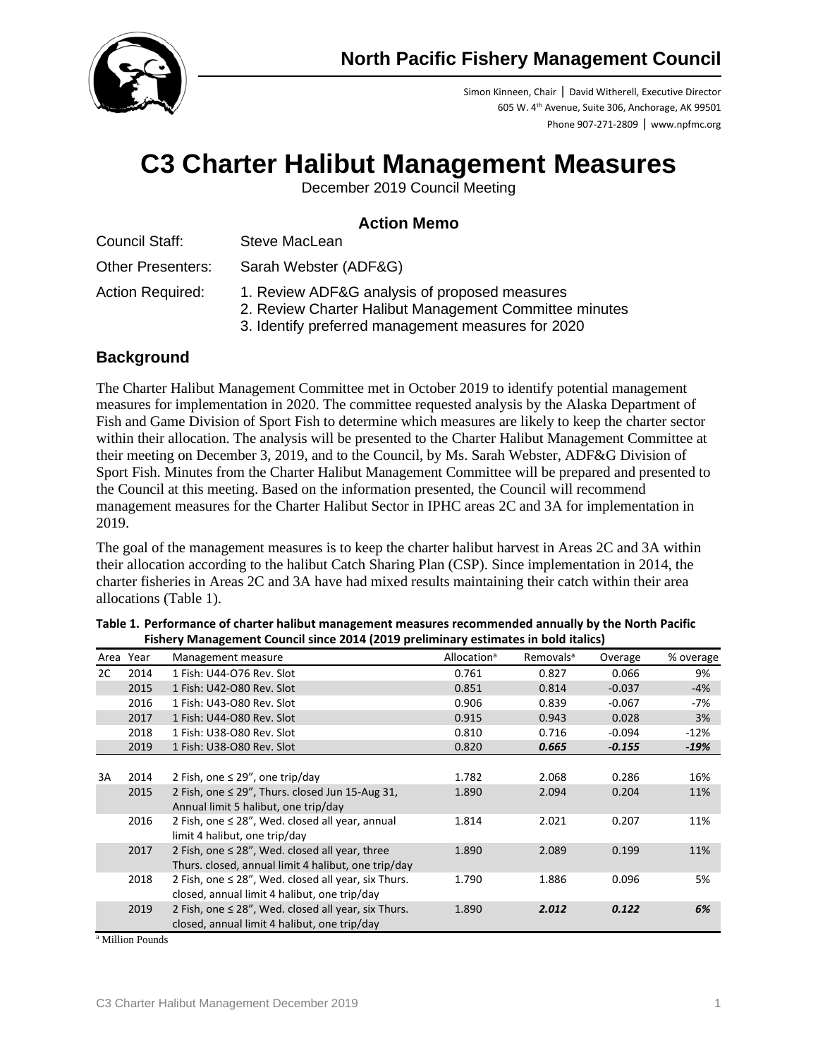# North Pacific Fishery Management Council

Simon Kinneen, Chair | David Witherell, Executive Director
605 W. 4th Avenue, Suite 306, Anchorage, AK 99501
Phone 907-271-2809 | www.npfmc.org

# C3 Charter Halibut Management Measures

December 2019 Council Meeting

## Action Memo

Council Staff: Steve MacLean

Other Presenters: Sarah Webster (ADF&G)

Action Required:
1. Review ADF&G analysis of proposed measures
2. Review Charter Halibut Management Committee minutes
3. Identify preferred management measures for 2020

## Background

The Charter Halibut Management Committee met in October 2019 to identify potential management measures for implementation in 2020. The committee requested analysis by the Alaska Department of Fish and Game Division of Sport Fish to determine which measures are likely to keep the charter sector within their allocation. The analysis will be presented to the Charter Halibut Management Committee at their meeting on December 3, 2019, and to the Council, by Ms. Sarah Webster, ADF&G Division of Sport Fish. Minutes from the Charter Halibut Management Committee will be prepared and presented to the Council at this meeting. Based on the information presented, the Council will recommend management measures for the Charter Halibut Sector in IPHC areas 2C and 3A for implementation in 2019.

The goal of the management measures is to keep the charter halibut harvest in Areas 2C and 3A within their allocation according to the halibut Catch Sharing Plan (CSP). Since implementation in 2014, the charter fisheries in Areas 2C and 3A have had mixed results maintaining their catch within their area allocations (Table 1).

**Table 1. Performance of charter halibut management measures recommended annually by the North Pacific Fishery Management Council since 2014 (2019 preliminary estimates in bold italics)**

| Area | Year | Management measure | Allocation[a] | Removals[a] | Overage | % overage |
|---|---|---|---|---|---|---|
| 2C | 2014 | 1 Fish: U44-O76 Rev. Slot | 0.761 | 0.827 | 0.066 | 9% |
| | 2015 | 1 Fish: U42-O80 Rev. Slot | 0.851 | 0.814 | -0.037 | -4% |
| | 2016 | 1 Fish: U43-O80 Rev. Slot | 0.906 | 0.839 | -0.067 | -7% |
| | 2017 | 1 Fish: U44-O80 Rev. Slot | 0.915 | 0.943 | 0.028 | 3% |
| | 2018 | 1 Fish: U38-O80 Rev. Slot | 0.810 | 0.716 | -0.094 | -12% |
| | 2019 | 1 Fish: U38-O80 Rev. Slot | 0.820 | ***0.665*** | ***-0.155*** | ***-19%*** |
| 3A | 2014 | 2 Fish, one ≤ 29", one trip/day | 1.782 | 2.068 | 0.286 | 16% |
| | 2015 | 2 Fish, one ≤ 29", Thurs. closed Jun 15-Aug 31, Annual limit 5 halibut, one trip/day | 1.890 | 2.094 | 0.204 | 11% |
| | 2016 | 2 Fish, one ≤ 28", Wed. closed all year, annual limit 4 halibut, one trip/day | 1.814 | 2.021 | 0.207 | 11% |
| | 2017 | 2 Fish, one ≤ 28", Wed. closed all year, three Thurs. closed, annual limit 4 halibut, one trip/day | 1.890 | 2.089 | 0.199 | 11% |
| | 2018 | 2 Fish, one ≤ 28", Wed. closed all year, six Thurs. closed, annual limit 4 halibut, one trip/day | 1.790 | 1.886 | 0.096 | 5% |
| | 2019 | 2 Fish, one ≤ 28", Wed. closed all year, six Thurs. closed, annual limit 4 halibut, one trip/day | 1.890 | ***2.012*** | ***0.122*** | ***6%*** |

[a] Million Pounds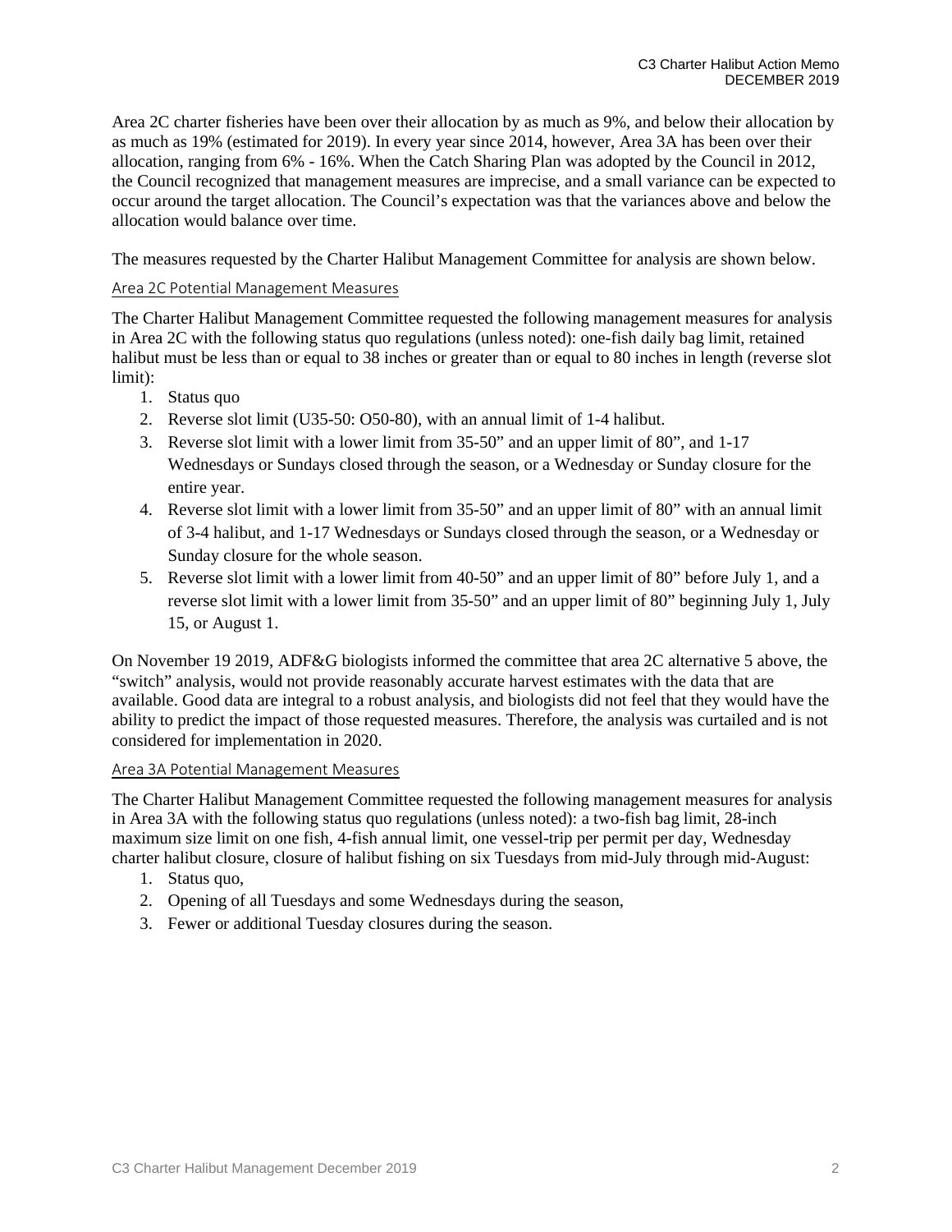Area 2C charter fisheries have been over their allocation by as much as 9%, and below their allocation by as much as 19% (estimated for 2019). In every year since 2014, however, Area 3A has been over their allocation, ranging from 6% - 16%. When the Catch Sharing Plan was adopted by the Council in 2012, the Council recognized that management measures are imprecise, and a small variance can be expected to occur around the target allocation. The Council's expectation was that the variances above and below the allocation would balance over time.

The measures requested by the Charter Halibut Management Committee for analysis are shown below.

### Area 2C Potential Management Measures

The Charter Halibut Management Committee requested the following management measures for analysis in Area 2C with the following status quo regulations (unless noted): one-fish daily bag limit, retained halibut must be less than or equal to 38 inches or greater than or equal to 80 inches in length (reverse slot limit):

1. Status quo
2. Reverse slot limit (U35-50: O50-80), with an annual limit of 1-4 halibut.
3. Reverse slot limit with a lower limit from 35-50" and an upper limit of 80", and 1-17 Wednesdays or Sundays closed through the season, or a Wednesday or Sunday closure for the entire year.
4. Reverse slot limit with a lower limit from 35-50" and an upper limit of 80" with an annual limit of 3-4 halibut, and 1-17 Wednesdays or Sundays closed through the season, or a Wednesday or Sunday closure for the whole season.
5. Reverse slot limit with a lower limit from 40-50" and an upper limit of 80" before July 1, and a reverse slot limit with a lower limit from 35-50" and an upper limit of 80" beginning July 1, July 15, or August 1.

On November 19 2019, ADF&G biologists informed the committee that area 2C alternative 5 above, the "switch" analysis, would not provide reasonably accurate harvest estimates with the data that are available. Good data are integral to a robust analysis, and biologists did not feel that they would have the ability to predict the impact of those requested measures. Therefore, the analysis was curtailed and is not considered for implementation in 2020.

### Area 3A Potential Management Measures

The Charter Halibut Management Committee requested the following management measures for analysis in Area 3A with the following status quo regulations (unless noted): a two-fish bag limit, 28-inch maximum size limit on one fish, 4-fish annual limit, one vessel-trip per permit per day, Wednesday charter halibut closure, closure of halibut fishing on six Tuesdays from mid-July through mid-August:

1. Status quo,
2. Opening of all Tuesdays and some Wednesdays during the season,
3. Fewer or additional Tuesday closures during the season.